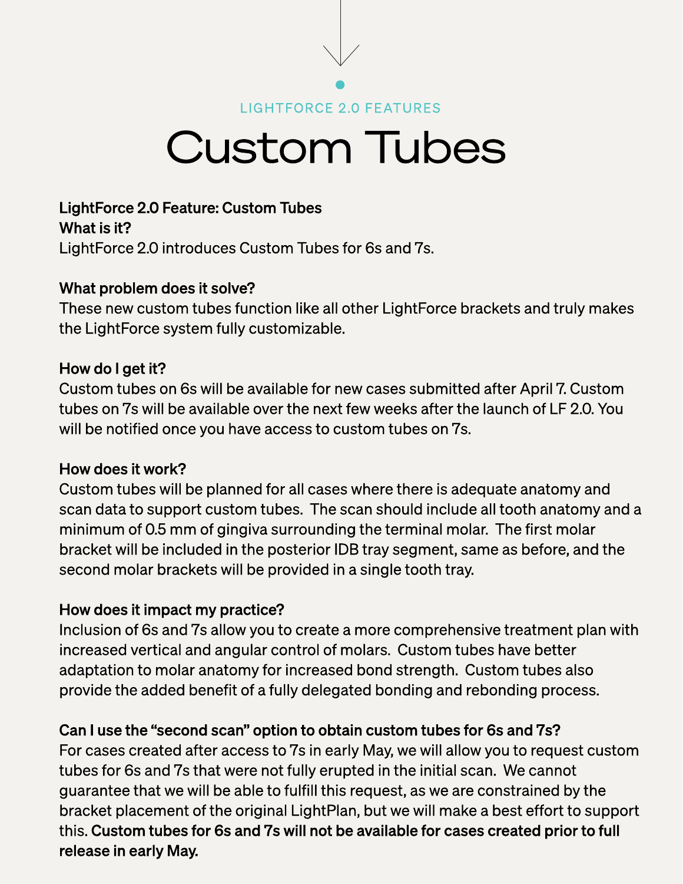LIGHTFORCE 2.0 FEATURES

# Custom Tubes

**LightForce 2.0 Feature: Custom Tubes**

**What is it?**

LightForce 2.0 introduces Custom Tubes for 6s and 7s.

**What problem does it solve?**

These new custom tubes function like all other LightForce brackets and truly makes the LightForce system fully customizable.

**How do I get it?**

Custom tubes on 6s will be available for new cases submitted after April 7. Custom tubes on 7s will be available over the next few weeks after the launch of LF 2.0. You will be notified once you have access to custom tubes on 7s.

**How does it work?**

Custom tubes will be planned for all cases where there is adequate anatomy and scan data to support custom tubes. The scan should include all tooth anatomy and a minimum of 0.5 mm of gingiva surrounding the terminal molar. The first molar bracket will be included in the posterior IDB tray segment, same as before, and the second molar brackets will be provided in a single tooth tray.

**How does it impact my practice?**

Inclusion of 6s and 7s allow you to create a more comprehensive treatment plan with increased vertical and angular control of molars. Custom tubes have better adaptation to molar anatomy for increased bond strength. Custom tubes also provide the added benefit of a fully delegated bonding and rebonding process.

**Can I use the "second scan" option to obtain custom tubes for 6s and 7s?**

For cases created after access to 7s in early May, we will allow you to request custom tubes for 6s and 7s that were not fully erupted in the initial scan. We cannot guarantee that we will be able to fulfill this request, as we are constrained by the bracket placement of the original LightPlan, but we will make a best effort to support this. **Custom tubes for 6s and 7s will not be available for cases created prior to full release in early May.**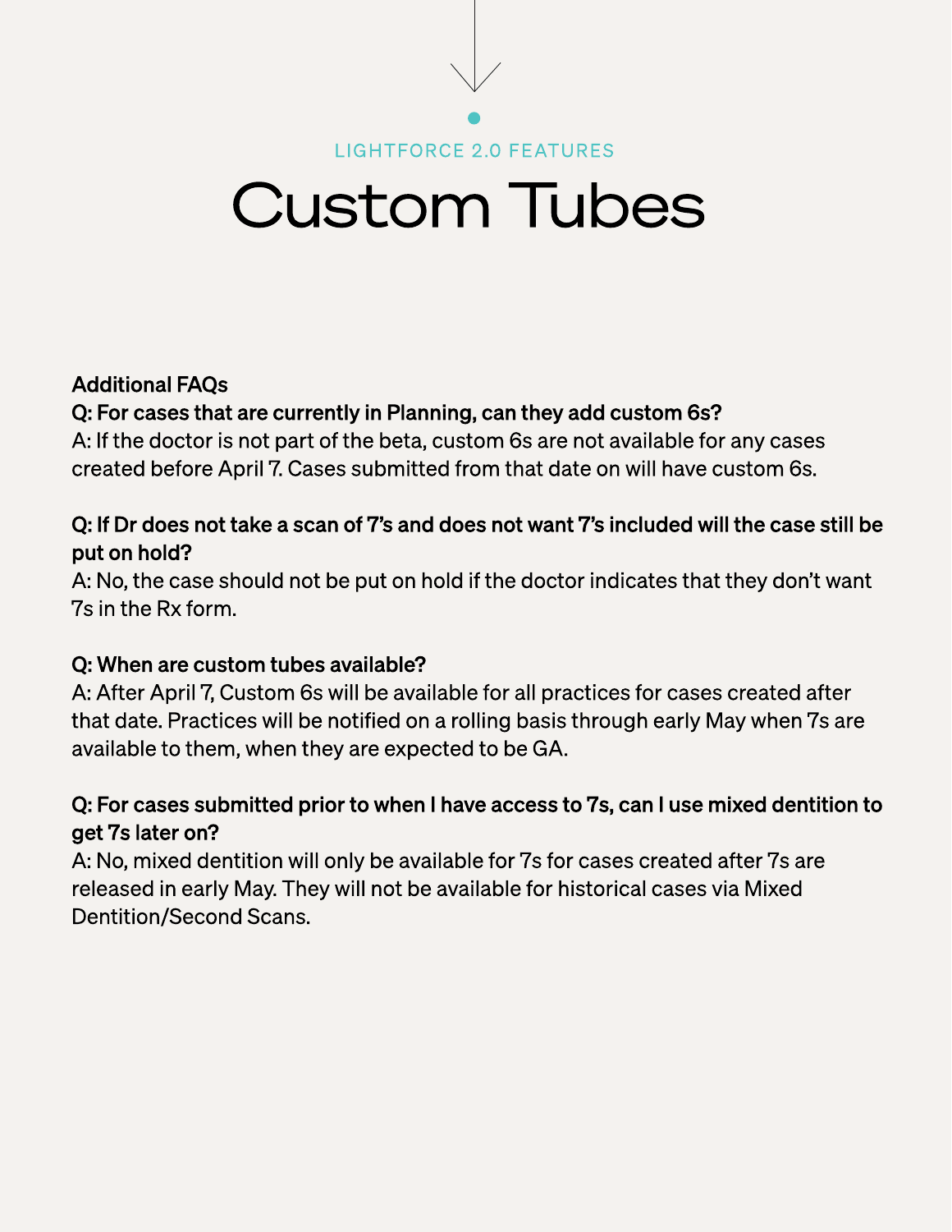LIGHTFORCE 2.0 FEATURES

# Custom Tubes

**Additional FAQs**

**Q: For cases that are currently in Planning, can they add custom 6s?**

A: If the doctor is not part of the beta, custom 6s are not available for any cases created before April 7. Cases submitted from that date on will have custom 6s.

**Q: If Dr does not take a scan of 7's and does not want 7's included will the case still be put on hold?**

A: No, the case should not be put on hold if the doctor indicates that they don't want 7s in the Rx form.

**Q: When are custom tubes available?**

A: After April 7, Custom 6s will be available for all practices for cases created after that date. Practices will be notified on a rolling basis through early May when 7s are available to them, when they are expected to be GA.

**Q: For cases submitted prior to when I have access to 7s, can I use mixed dentition to get 7s later on?**

A: No, mixed dentition will only be available for 7s for cases created after 7s are released in early May. They will not be available for historical cases via Mixed Dentition/Second Scans.